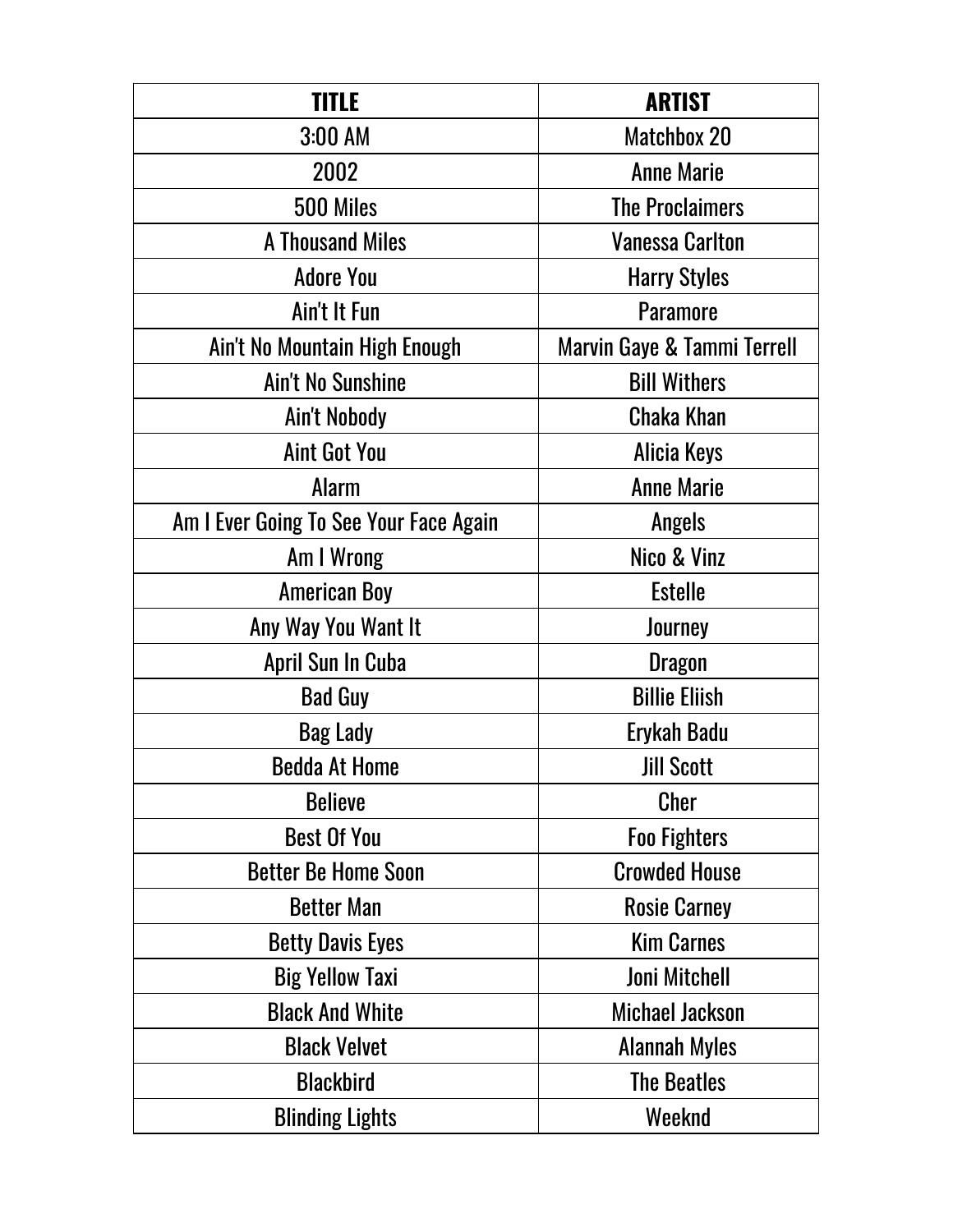| TITLE | ARTIST |
|---|---|
| 3:00 AM | Matchbox 20 |
| 2002 | Anne Marie |
| 500 Miles | The Proclaimers |
| A Thousand Miles | Vanessa Carlton |
| Adore You | Harry Styles |
| Ain't It Fun | Paramore |
| Ain't No Mountain High Enough | Marvin Gaye & Tammi Terrell |
| Ain't No Sunshine | Bill Withers |
| Ain't Nobody | Chaka Khan |
| Aint Got You | Alicia Keys |
| Alarm | Anne Marie |
| Am I Ever Going To See Your Face Again | Angels |
| Am I Wrong | Nico & Vinz |
| American Boy | Estelle |
| Any Way You Want It | Journey |
| April Sun In Cuba | Dragon |
| Bad Guy | Billie Eliish |
| Bag Lady | Erykah Badu |
| Bedda At Home | Jill Scott |
| Believe | Cher |
| Best Of You | Foo Fighters |
| Better Be Home Soon | Crowded House |
| Better Man | Rosie Carney |
| Betty Davis Eyes | Kim Carnes |
| Big Yellow Taxi | Joni Mitchell |
| Black And White | Michael Jackson |
| Black Velvet | Alannah Myles |
| Blackbird | The Beatles |
| Blinding Lights | Weeknd |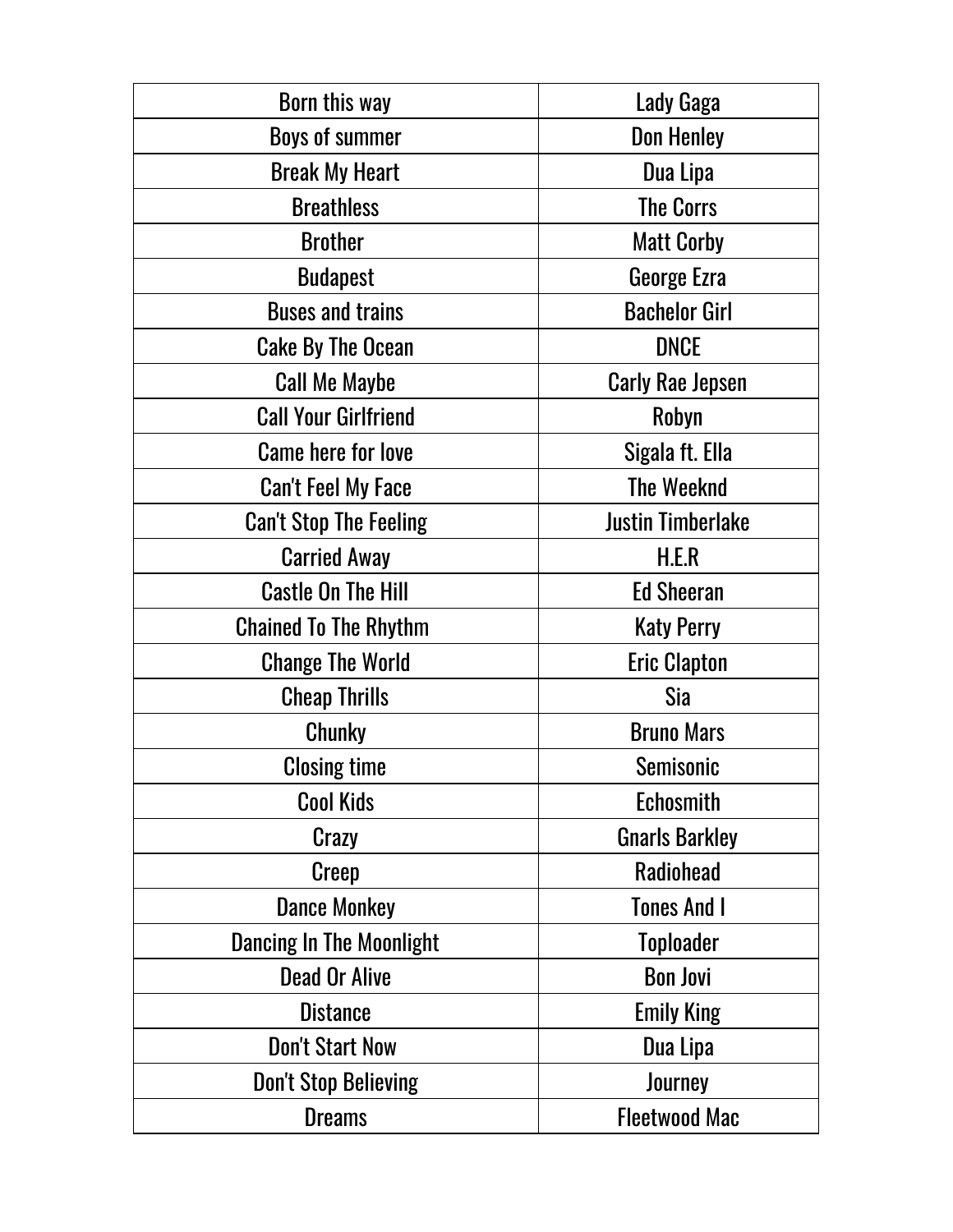| Born this way | Lady Gaga |
| --- | --- |
| Boys of summer | Don Henley |
| Break My Heart | Dua Lipa |
| Breathless | The Corrs |
| Brother | Matt Corby |
| Budapest | George Ezra |
| Buses and trains | Bachelor Girl |
| Cake By The Ocean | DNCE |
| Call Me Maybe | Carly Rae Jepsen |
| Call Your Girlfriend | Robyn |
| Came here for love | Sigala ft. Ella |
| Can't Feel My Face | The Weeknd |
| Can't Stop The Feeling | Justin Timberlake |
| Carried Away | H.E.R |
| Castle On The Hill | Ed Sheeran |
| Chained To The Rhythm | Katy Perry |
| Change The World | Eric Clapton |
| Cheap Thrills | Sia |
| Chunky | Bruno Mars |
| Closing time | Semisonic |
| Cool Kids | Echosmith |
| Crazy | Gnarls Barkley |
| Creep | Radiohead |
| Dance Monkey | Tones And I |
| Dancing In The Moonlight | Toploader |
| Dead Or Alive | Bon Jovi |
| Distance | Emily King |
| Don't Start Now | Dua Lipa |
| Don't Stop Believing | Journey |
| Dreams | Fleetwood Mac |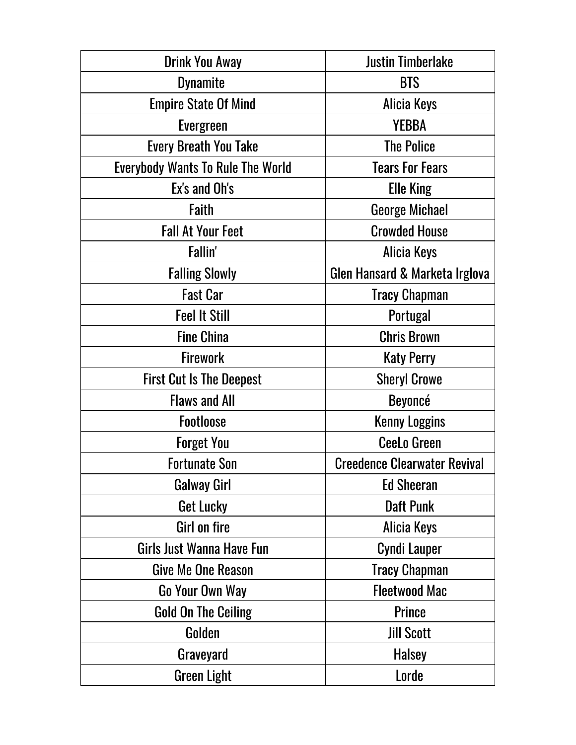| Drink You Away | Justin Timberlake |
|---|---|
| Dynamite | BTS |
| Empire State Of Mind | Alicia Keys |
| Evergreen | YEBBA |
| Every Breath You Take | The Police |
| Everybody Wants To Rule The World | Tears For Fears |
| Ex's and Oh's | Elle King |
| Faith | George Michael |
| Fall At Your Feet | Crowded House |
| Fallin' | Alicia Keys |
| Falling Slowly | Glen Hansard & Marketa Irglova |
| Fast Car | Tracy Chapman |
| Feel It Still | Portugal |
| Fine China | Chris Brown |
| Firework | Katy Perry |
| First Cut Is The Deepest | Sheryl Crowe |
| Flaws and All | Beyoncé |
| Footloose | Kenny Loggins |
| Forget You | CeeLo Green |
| Fortunate Son | Creedence Clearwater Revival |
| Galway Girl | Ed Sheeran |
| Get Lucky | Daft Punk |
| Girl on fire | Alicia Keys |
| Girls Just Wanna Have Fun | Cyndi Lauper |
| Give Me One Reason | Tracy Chapman |
| Go Your Own Way | Fleetwood Mac |
| Gold On The Ceiling | Prince |
| Golden | Jill Scott |
| Graveyard | Halsey |
| Green Light | Lorde |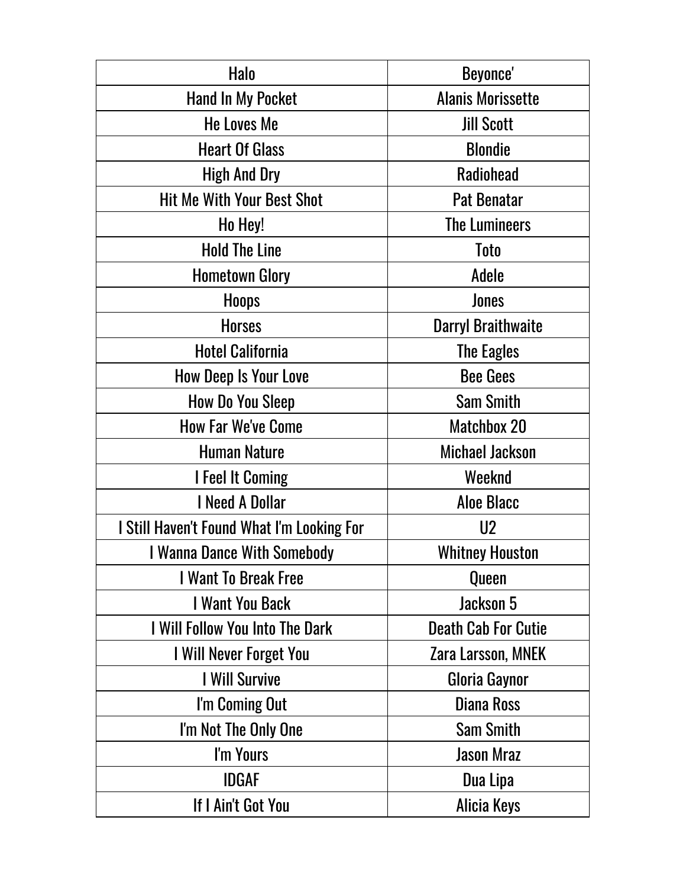| Halo | Beyonce' |
|---|---|
| Hand In My Pocket | Alanis Morissette |
| He Loves Me | Jill Scott |
| Heart Of Glass | Blondie |
| High And Dry | Radiohead |
| Hit Me With Your Best Shot | Pat Benatar |
| Ho Hey! | The Lumineers |
| Hold The Line | Toto |
| Hometown Glory | Adele |
| Hoops | Jones |
| Horses | Darryl Braithwaite |
| Hotel California | The Eagles |
| How Deep Is Your Love | Bee Gees |
| How Do You Sleep | Sam Smith |
| How Far We've Come | Matchbox 20 |
| Human Nature | Michael Jackson |
| I Feel It Coming | Weeknd |
| I Need A Dollar | Aloe Blacc |
| I Still Haven't Found What I'm Looking For | U2 |
| I Wanna Dance With Somebody | Whitney Houston |
| I Want To Break Free | Queen |
| I Want You Back | Jackson 5 |
| I Will Follow You Into The Dark | Death Cab For Cutie |
| I Will Never Forget You | Zara Larsson, MNEK |
| I Will Survive | Gloria Gaynor |
| I'm Coming Out | Diana Ross |
| I'm Not The Only One | Sam Smith |
| I'm Yours | Jason Mraz |
| IDGAF | Dua Lipa |
| If I Ain't Got You | Alicia Keys |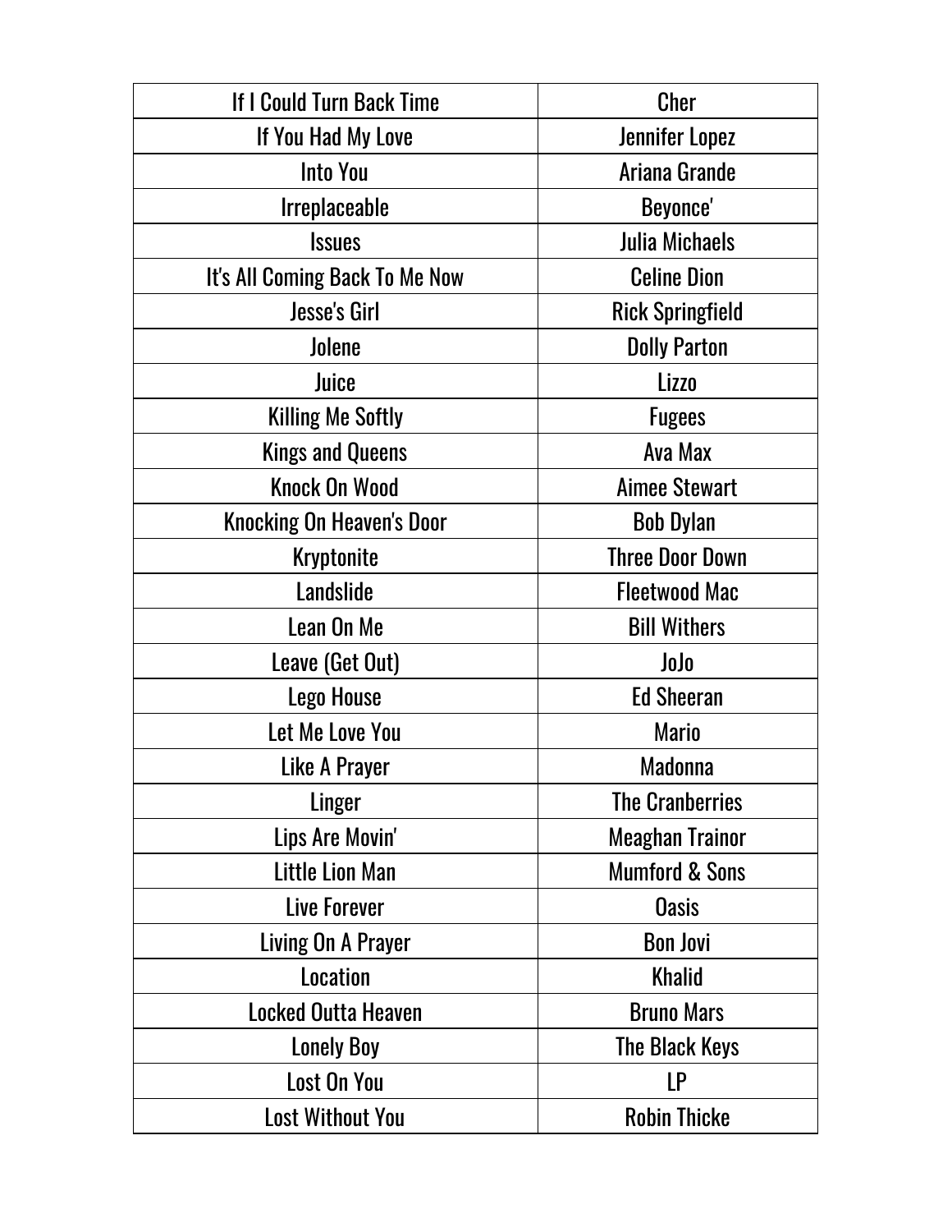| | |
|---|---|
| If I Could Turn Back Time | Cher |
| If You Had My Love | Jennifer Lopez |
| Into You | Ariana Grande |
| Irreplaceable | Beyonce' |
| Issues | Julia Michaels |
| It's All Coming Back To Me Now | Celine Dion |
| Jesse's Girl | Rick Springfield |
| Jolene | Dolly Parton |
| Juice | Lizzo |
| Killing Me Softly | Fugees |
| Kings and Queens | Ava Max |
| Knock On Wood | Aimee Stewart |
| Knocking On Heaven's Door | Bob Dylan |
| Kryptonite | Three Door Down |
| Landslide | Fleetwood Mac |
| Lean On Me | Bill Withers |
| Leave (Get Out) | JoJo |
| Lego House | Ed Sheeran |
| Let Me Love You | Mario |
| Like A Prayer | Madonna |
| Linger | The Cranberries |
| Lips Are Movin' | Meaghan Trainor |
| Little Lion Man | Mumford & Sons |
| Live Forever | Oasis |
| Living On A Prayer | Bon Jovi |
| Location | Khalid |
| Locked Outta Heaven | Bruno Mars |
| Lonely Boy | The Black Keys |
| Lost On You | LP |
| Lost Without You | Robin Thicke |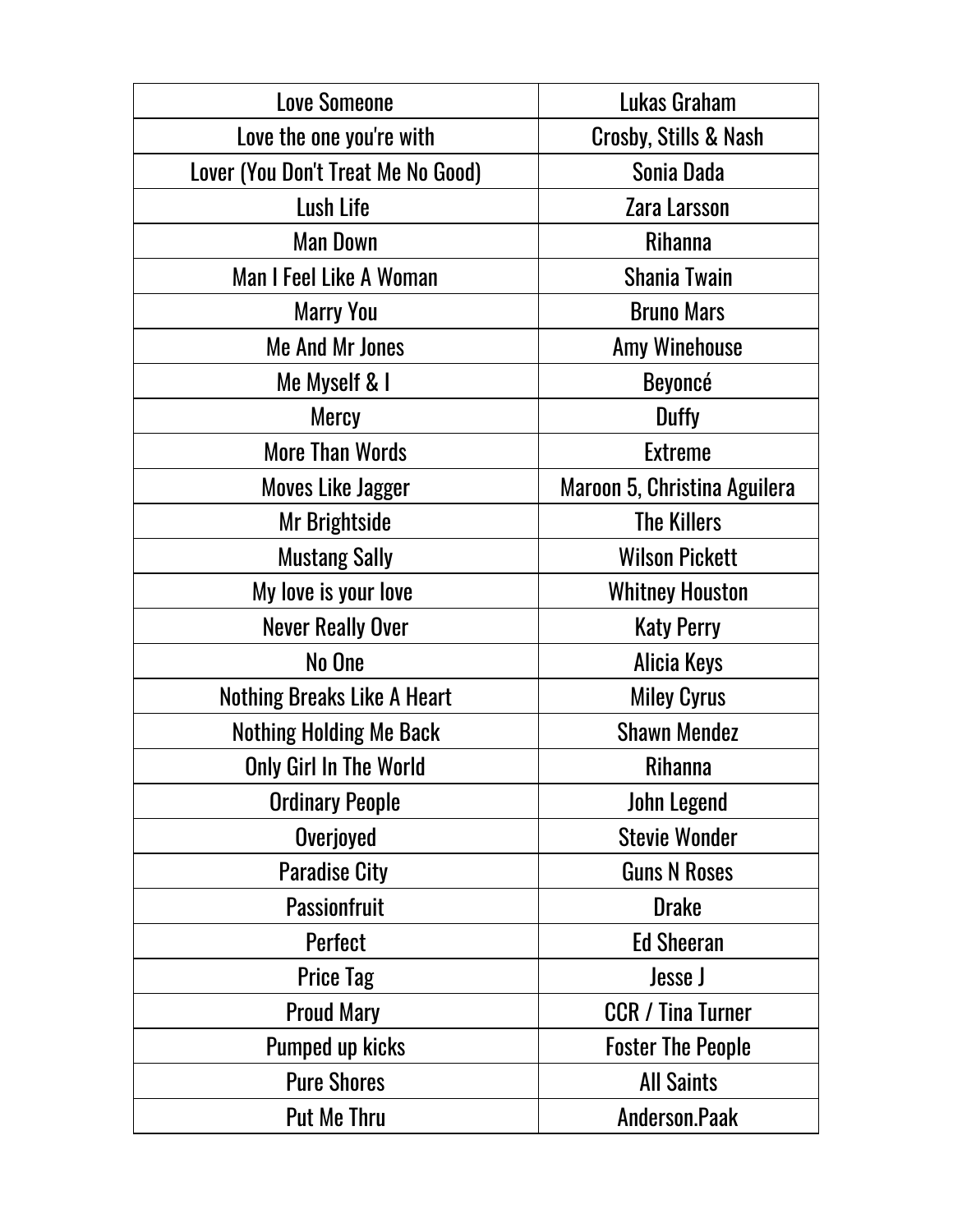| Love Someone | Lukas Graham |
|---|---|
| Love the one you're with | Crosby, Stills & Nash |
| Lover (You Don't Treat Me No Good) | Sonia Dada |
| Lush Life | Zara Larsson |
| Man Down | Rihanna |
| Man I Feel Like A Woman | Shania Twain |
| Marry You | Bruno Mars |
| Me And Mr Jones | Amy Winehouse |
| Me Myself & I | Beyoncé |
| Mercy | Duffy |
| More Than Words | Extreme |
| Moves Like Jagger | Maroon 5, Christina Aguilera |
| Mr Brightside | The Killers |
| Mustang Sally | Wilson Pickett |
| My love is your love | Whitney Houston |
| Never Really Over | Katy Perry |
| No One | Alicia Keys |
| Nothing Breaks Like A Heart | Miley Cyrus |
| Nothing Holding Me Back | Shawn Mendez |
| Only Girl In The World | Rihanna |
| Ordinary People | John Legend |
| Overjoyed | Stevie Wonder |
| Paradise City | Guns N Roses |
| Passionfruit | Drake |
| Perfect | Ed Sheeran |
| Price Tag | Jesse J |
| Proud Mary | CCR / Tina Turner |
| Pumped up kicks | Foster The People |
| Pure Shores | All Saints |
| Put Me Thru | Anderson.Paak |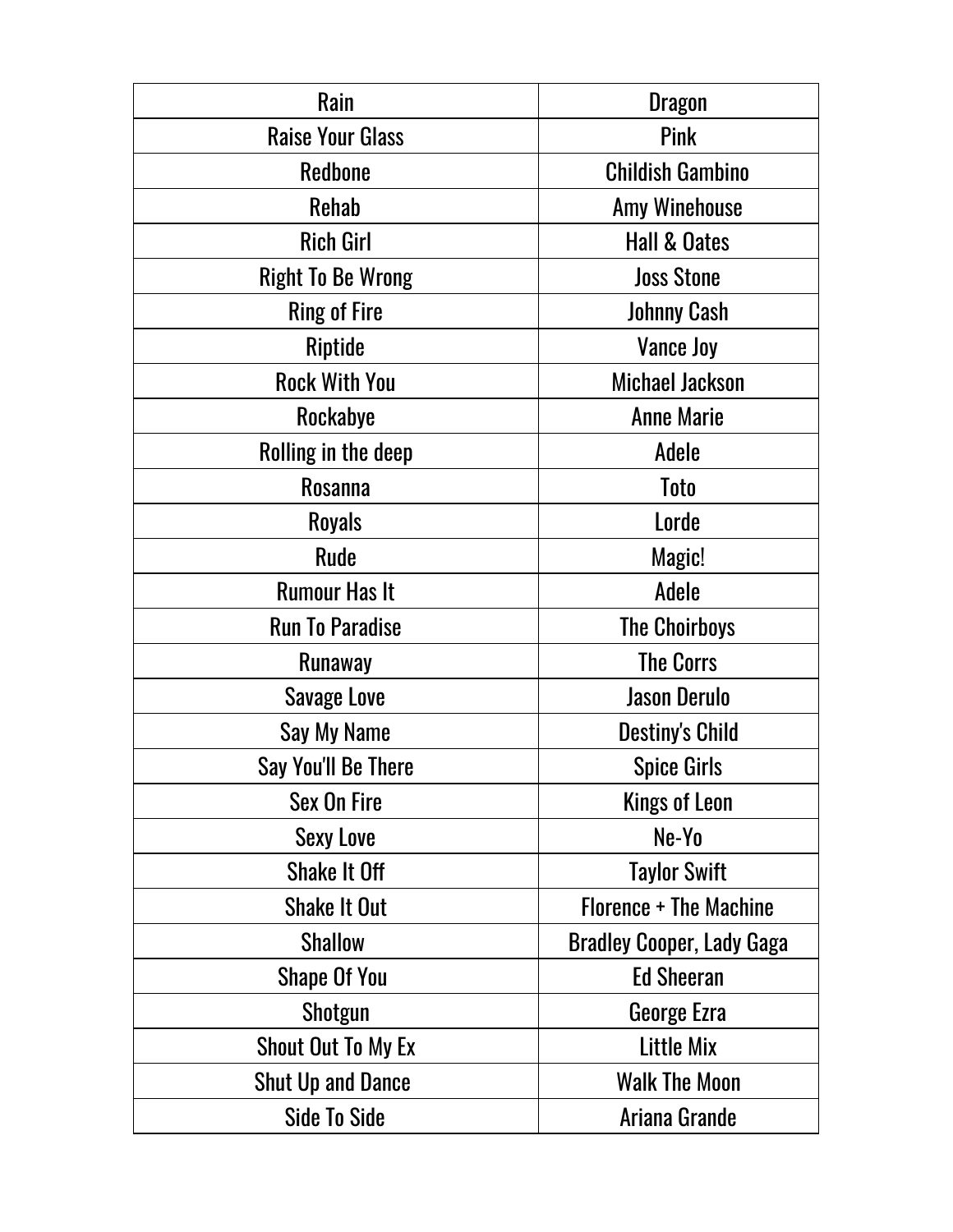| Rain | Dragon |
| --- | --- |
| Raise Your Glass | Pink |
| Redbone | Childish Gambino |
| Rehab | Amy Winehouse |
| Rich Girl | Hall & Oates |
| Right To Be Wrong | Joss Stone |
| Ring of Fire | Johnny Cash |
| Riptide | Vance Joy |
| Rock With You | Michael Jackson |
| Rockabye | Anne Marie |
| Rolling in the deep | Adele |
| Rosanna | Toto |
| Royals | Lorde |
| Rude | Magic! |
| Rumour Has It | Adele |
| Run To Paradise | The Choirboys |
| Runaway | The Corrs |
| Savage Love | Jason Derulo |
| Say My Name | Destiny's Child |
| Say You'll Be There | Spice Girls |
| Sex On Fire | Kings of Leon |
| Sexy Love | Ne-Yo |
| Shake It Off | Taylor Swift |
| Shake It Out | Florence + The Machine |
| Shallow | Bradley Cooper, Lady Gaga |
| Shape Of You | Ed Sheeran |
| Shotgun | George Ezra |
| Shout Out To My Ex | Little Mix |
| Shut Up and Dance | Walk The Moon |
| Side To Side | Ariana Grande |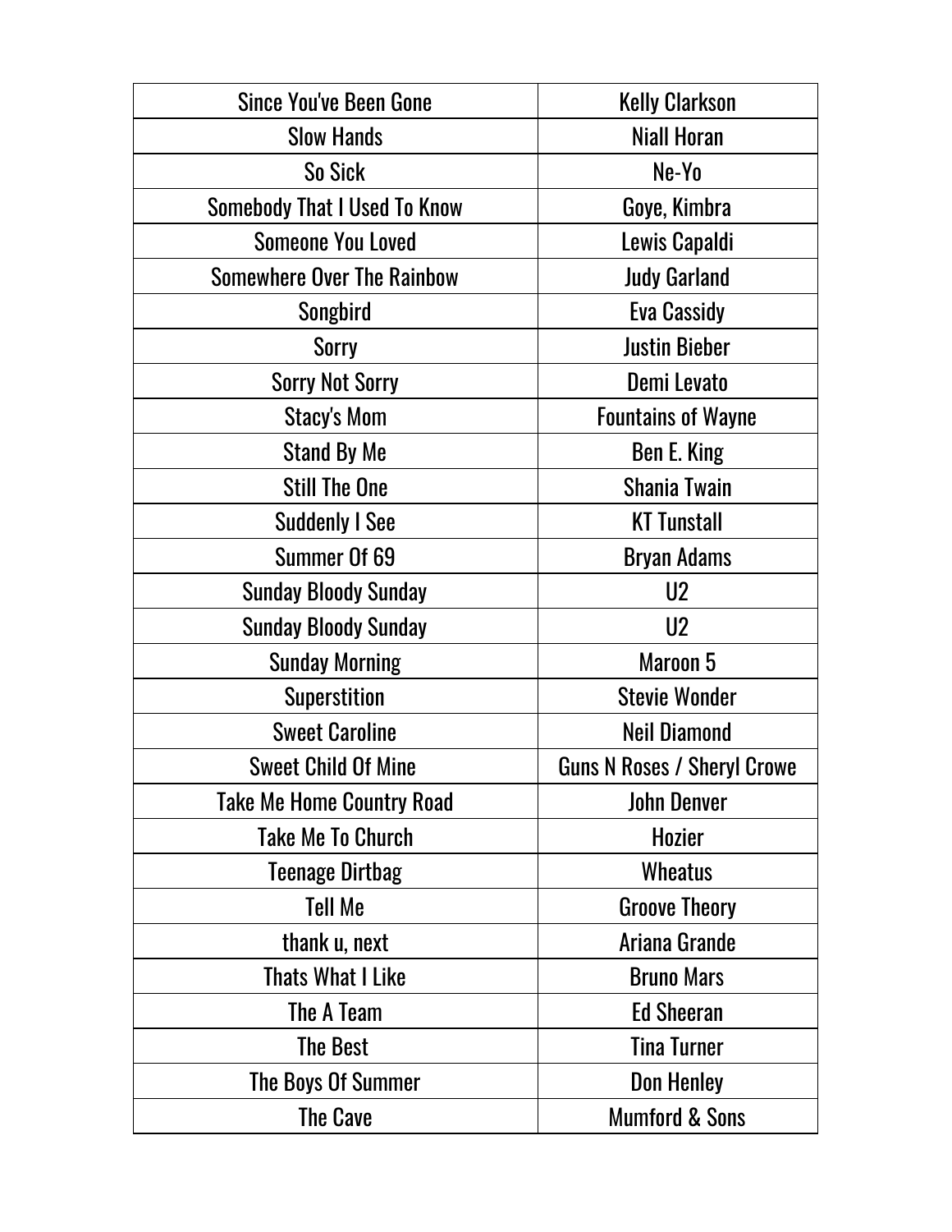| Since You've Been Gone | Kelly Clarkson |
|---|---|
| Slow Hands | Niall Horan |
| So Sick | Ne-Yo |
| Somebody That I Used To Know | Goye, Kimbra |
| Someone You Loved | Lewis Capaldi |
| Somewhere Over The Rainbow | Judy Garland |
| Songbird | Eva Cassidy |
| Sorry | Justin Bieber |
| Sorry Not Sorry | Demi Levato |
| Stacy's Mom | Fountains of Wayne |
| Stand By Me | Ben E. King |
| Still The One | Shania Twain |
| Suddenly I See | KT Tunstall |
| Summer Of 69 | Bryan Adams |
| Sunday Bloody Sunday | U2 |
| Sunday Bloody Sunday | U2 |
| Sunday Morning | Maroon 5 |
| Superstition | Stevie Wonder |
| Sweet Caroline | Neil Diamond |
| Sweet Child Of Mine | Guns N Roses / Sheryl Crowe |
| Take Me Home Country Road | John Denver |
| Take Me To Church | Hozier |
| Teenage Dirtbag | Wheatus |
| Tell Me | Groove Theory |
| thank u, next | Ariana Grande |
| Thats What I Like | Bruno Mars |
| The A Team | Ed Sheeran |
| The Best | Tina Turner |
| The Boys Of Summer | Don Henley |
| The Cave | Mumford & Sons |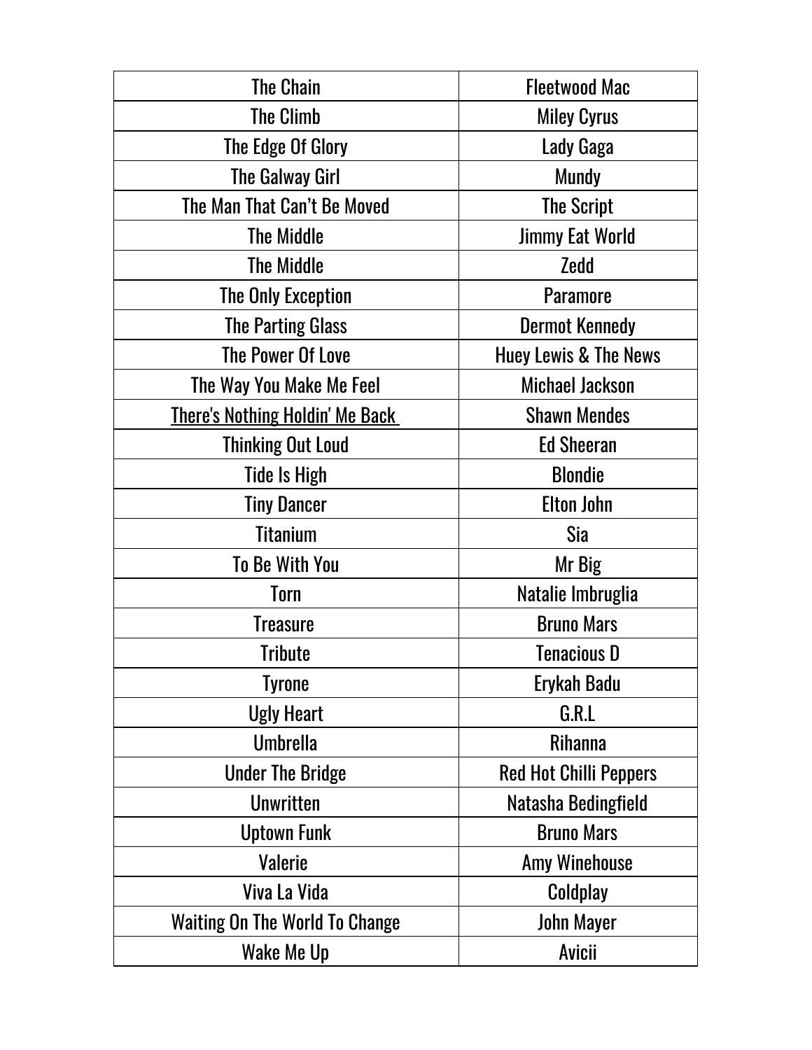| The Chain | Fleetwood Mac |
|---|---|
| The Climb | Miley Cyrus |
| The Edge Of Glory | Lady Gaga |
| The Galway Girl | Mundy |
| The Man That Can't Be Moved | The Script |
| The Middle | Jimmy Eat World |
| The Middle | Zedd |
| The Only Exception | Paramore |
| The Parting Glass | Dermot Kennedy |
| The Power Of Love | Huey Lewis & The News |
| The Way You Make Me Feel | Michael Jackson |
| There's Nothing Holdin' Me Back | Shawn Mendes |
| Thinking Out Loud | Ed Sheeran |
| Tide Is High | Blondie |
| Tiny Dancer | Elton John |
| Titanium | Sia |
| To Be With You | Mr Big |
| Torn | Natalie Imbruglia |
| Treasure | Bruno Mars |
| Tribute | Tenacious D |
| Tyrone | Erykah Badu |
| Ugly Heart | G.R.L |
| Umbrella | Rihanna |
| Under The Bridge | Red Hot Chilli Peppers |
| Unwritten | Natasha Bedingfield |
| Uptown Funk | Bruno Mars |
| Valerie | Amy Winehouse |
| Viva La Vida | Coldplay |
| Waiting On The World To Change | John Mayer |
| Wake Me Up | Avicii |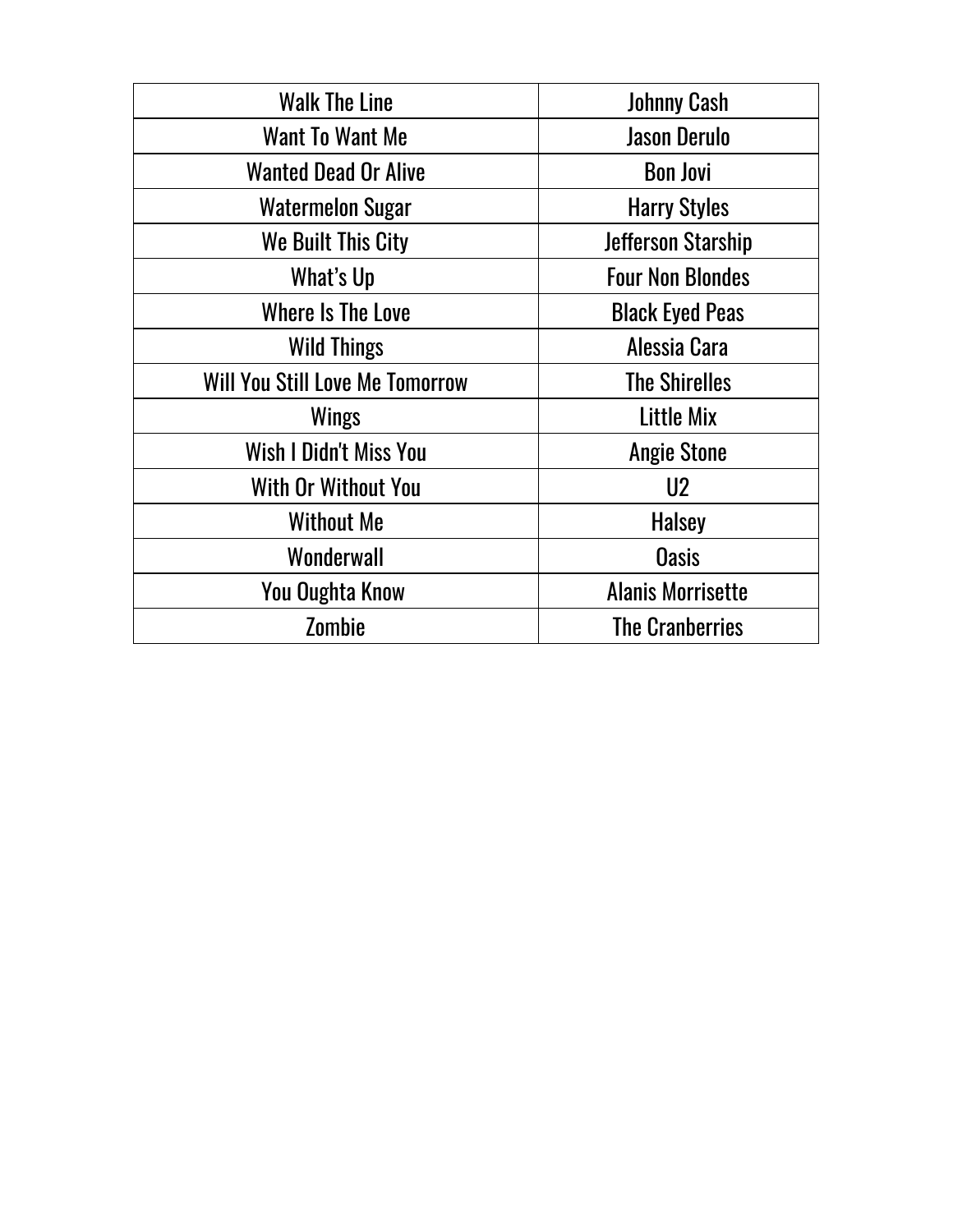| | |
|---|---|
| Walk The Line | Johnny Cash |
| Want To Want Me | Jason Derulo |
| Wanted Dead Or Alive | Bon Jovi |
| Watermelon Sugar | Harry Styles |
| We Built This City | Jefferson Starship |
| What’s Up | Four Non Blondes |
| Where Is The Love | Black Eyed Peas |
| Wild Things | Alessia Cara |
| Will You Still Love Me Tomorrow | The Shirelles |
| Wings | Little Mix |
| Wish I Didn't Miss You | Angie Stone |
| With Or Without You | U2 |
| Without Me | Halsey |
| Wonderwall | Oasis |
| You Oughta Know | Alanis Morrisette |
| Zombie | The Cranberries |